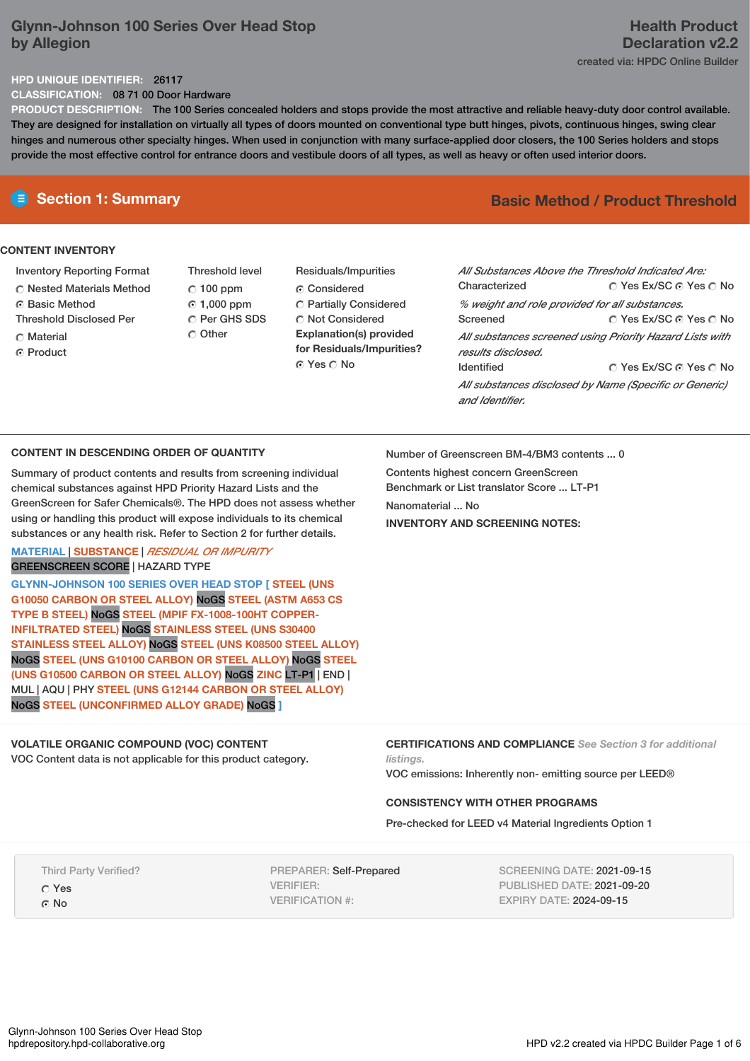# Glynn-Johnson 100 Series Over Head Stop by Allegion

**Health Product Declaration v2.2**

created via: HPDC Online Builder

**HPD UNIQUE IDENTIFIER:** 26117

**CLASSIFICATION:** 08 71 00 Door Hardware

**PRODUCT DESCRIPTION:** The 100 Series concealed holders and stops provide the most attractive and reliable heavy-duty door control available. They are designed for installation on virtually all types of doors mounted on conventional type butt hinges, pivots, continuous hinges, swing clear hinges and numerous other specialty hinges. When used in conjunction with many surface-applied door closers, the 100 Series holders and stops provide the most effective control for entrance doors and vestibule doors of all types, as well as heavy or often used interior doors.

## Section 1: Summary

**Basic Method / Product Threshold**

### CONTENT INVENTORY

Inventory Reporting Format
- ○ Nested Materials Method
- ⊙ Basic Method

Threshold Disclosed Per
- ○ Material
- ⊙ Product

Threshold level
- ○ 100 ppm
- ⊙ 1,000 ppm
- ○ Per GHS SDS
- ○ Other

Residuals/Impurities
- ⊙ Considered
- ○ Partially Considered
- ○ Not Considered

**Explanation(s) provided for Residuals/Impurities?**
⊙ Yes ○ No

*All Substances Above the Threshold Indicated Are:*

Characterized ○ Yes Ex/SC ⊙ Yes ○ No
*% weight and role provided for all substances.*

Screened ○ Yes Ex/SC ⊙ Yes ○ No
*All substances screened using Priority Hazard Lists with results disclosed.*

Identified ○ Yes Ex/SC ⊙ Yes ○ No
*All substances disclosed by Name (Specific or Generic) and Identifier.*

### CONTENT IN DESCENDING ORDER OF QUANTITY

Summary of product contents and results from screening individual chemical substances against HPD Priority Hazard Lists and the GreenScreen for Safer Chemicals®. The HPD does not assess whether using or handling this product will expose individuals to its chemical substances or any health risk. Refer to Section 2 for further details.

MATERIAL | SUBSTANCE | *RESIDUAL OR IMPURITY*
GREENSCREEN SCORE | HAZARD TYPE

**GLYNN-JOHNSON 100 SERIES OVER HEAD STOP [ STEEL (UNS G10050 CARBON OR STEEL ALLOY)** NoGS **STEEL (ASTM A653 CS TYPE B STEEL)** NoGS **STEEL (MPIF FX-1008-100HT COPPER-INFILTRATED STEEL)** NoGS **STAINLESS STEEL (UNS S30400 STAINLESS STEEL ALLOY)** NoGS **STEEL (UNS K08500 STEEL ALLOY)** NoGS **STEEL (UNS G10100 CARBON OR STEEL ALLOY)** NoGS **STEEL (UNS G10500 CARBON OR STEEL ALLOY)** NoGS **ZINC** LT-P1 | END | MUL | AQU | PHY **STEEL (UNS G12144 CARBON OR STEEL ALLOY)** NoGS **STEEL (UNCONFIRMED ALLOY GRADE)** NoGS **]**

Number of Greenscreen BM-4/BM3 contents ... 0

Contents highest concern GreenScreen Benchmark or List translator Score ... LT-P1

Nanomaterial ... No

**INVENTORY AND SCREENING NOTES:**

### VOLATILE ORGANIC COMPOUND (VOC) CONTENT

VOC Content data is not applicable for this product category.

### CERTIFICATIONS AND COMPLIANCE

*See Section 3 for additional listings.*

VOC emissions: Inherently non- emitting source per LEED®

### CONSISTENCY WITH OTHER PROGRAMS

Pre-checked for LEED v4 Material Ingredients Option 1

Third Party Verified?
- ○ Yes
- ⊙ No

PREPARER: Self-Prepared
VERIFIER:
VERIFICATION #:

SCREENING DATE: 2021-09-15
PUBLISHED DATE: 2021-09-20
EXPIRY DATE: 2024-09-15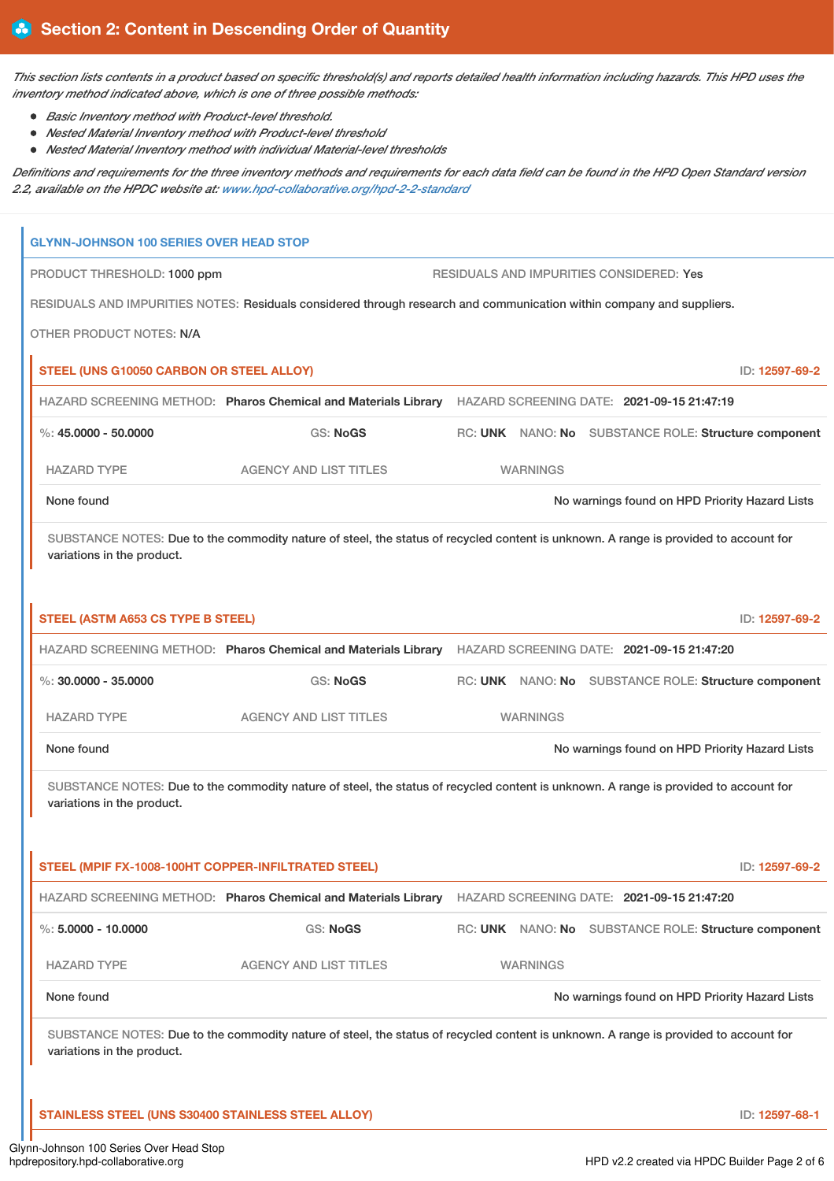## Section 2: Content in Descending Order of Quantity

*This section lists contents in a product based on specific threshold(s) and reports detailed health information including hazards. This HPD uses the inventory method indicated above, which is one of three possible methods:*

- *Basic Inventory method with Product-level threshold.*
- *Nested Material Inventory method with Product-level threshold*
- *Nested Material Inventory method with individual Material-level thresholds*

*Definitions and requirements for the three inventory methods and requirements for each data field can be found in the HPD Open Standard version 2.2, available on the HPDC website at: www.hpd-collaborative.org/hpd-2-2-standard*

### GLYNN-JOHNSON 100 SERIES OVER HEAD STOP

PRODUCT THRESHOLD: 1000 ppm

RESIDUALS AND IMPURITIES CONSIDERED: Yes

RESIDUALS AND IMPURITIES NOTES: Residuals considered through research and communication within company and suppliers.

OTHER PRODUCT NOTES: N/A

#### STEEL (UNS G10050 CARBON OR STEEL ALLOY)

ID: 12597-69-2

HAZARD SCREENING METHOD: **Pharos Chemical and Materials Library** HAZARD SCREENING DATE: **2021-09-15 21:47:19**

%: **45.0000 - 50.0000** GS: **NoGS** RC: **UNK** NANO: **No** SUBSTANCE ROLE: **Structure component**

| HAZARD TYPE | AGENCY AND LIST TITLES | WARNINGS |
|---|---|---|
| None found | | No warnings found on HPD Priority Hazard Lists |

SUBSTANCE NOTES: Due to the commodity nature of steel, the status of recycled content is unknown. A range is provided to account for variations in the product.

#### STEEL (ASTM A653 CS TYPE B STEEL)

ID: 12597-69-2

HAZARD SCREENING METHOD: **Pharos Chemical and Materials Library** HAZARD SCREENING DATE: **2021-09-15 21:47:20**

%: **30.0000 - 35.0000** GS: **NoGS** RC: **UNK** NANO: **No** SUBSTANCE ROLE: **Structure component**

| HAZARD TYPE | AGENCY AND LIST TITLES | WARNINGS |
|---|---|---|
| None found | | No warnings found on HPD Priority Hazard Lists |

SUBSTANCE NOTES: Due to the commodity nature of steel, the status of recycled content is unknown. A range is provided to account for variations in the product.

#### STEEL (MPIF FX-1008-100HT COPPER-INFILTRATED STEEL)

ID: 12597-69-2

HAZARD SCREENING METHOD: **Pharos Chemical and Materials Library** HAZARD SCREENING DATE: **2021-09-15 21:47:20**

%: **5.0000 - 10.0000** GS: **NoGS** RC: **UNK** NANO: **No** SUBSTANCE ROLE: **Structure component**

| HAZARD TYPE | AGENCY AND LIST TITLES | WARNINGS |
|---|---|---|
| None found | | No warnings found on HPD Priority Hazard Lists |

SUBSTANCE NOTES: Due to the commodity nature of steel, the status of recycled content is unknown. A range is provided to account for variations in the product.

#### STAINLESS STEEL (UNS S30400 STAINLESS STEEL ALLOY)

ID: 12597-68-1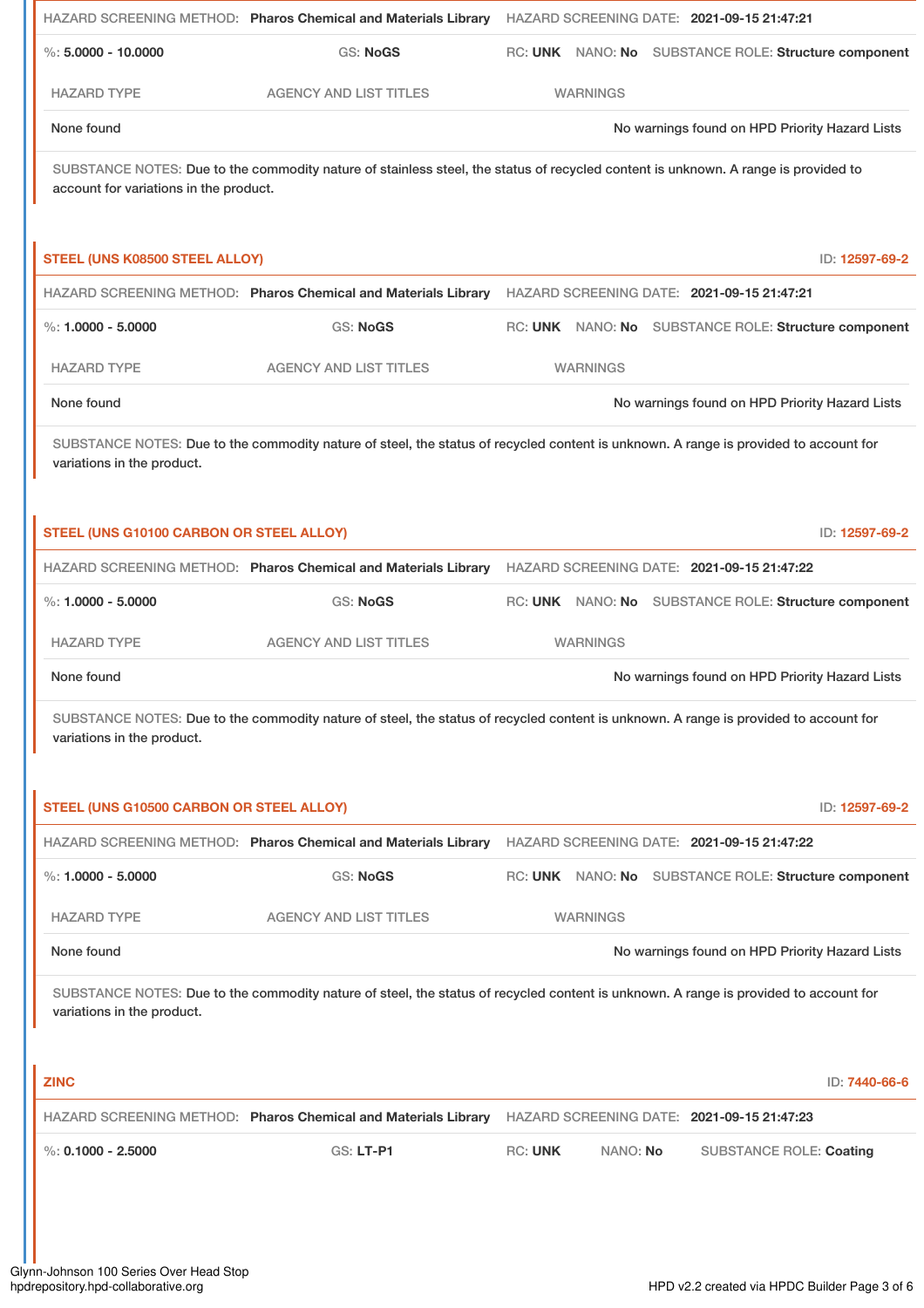HAZARD SCREENING METHOD: **Pharos Chemical and Materials Library** HAZARD SCREENING DATE: **2021-09-15 21:47:21**

%: **5.0000 - 10.0000** GS: **NoGS** RC: **UNK** NANO: **No** SUBSTANCE ROLE: **Structure component**

| HAZARD TYPE | AGENCY AND LIST TITLES | WARNINGS |
| --- | --- | --- |
| None found | | No warnings found on HPD Priority Hazard Lists |

SUBSTANCE NOTES: Due to the commodity nature of stainless steel, the status of recycled content is unknown. A range is provided to account for variations in the product.

## STEEL (UNS K08500 STEEL ALLOY)

ID: **12597-69-2**

HAZARD SCREENING METHOD: **Pharos Chemical and Materials Library** HAZARD SCREENING DATE: **2021-09-15 21:47:21**

%: **1.0000 - 5.0000** GS: **NoGS** RC: **UNK** NANO: **No** SUBSTANCE ROLE: **Structure component**

| HAZARD TYPE | AGENCY AND LIST TITLES | WARNINGS |
| --- | --- | --- |
| None found | | No warnings found on HPD Priority Hazard Lists |

SUBSTANCE NOTES: Due to the commodity nature of steel, the status of recycled content is unknown. A range is provided to account for variations in the product.

## STEEL (UNS G10100 CARBON OR STEEL ALLOY)

ID: **12597-69-2**

HAZARD SCREENING METHOD: **Pharos Chemical and Materials Library** HAZARD SCREENING DATE: **2021-09-15 21:47:22**

%: **1.0000 - 5.0000** GS: **NoGS** RC: **UNK** NANO: **No** SUBSTANCE ROLE: **Structure component**

| HAZARD TYPE | AGENCY AND LIST TITLES | WARNINGS |
| --- | --- | --- |
| None found | | No warnings found on HPD Priority Hazard Lists |

SUBSTANCE NOTES: Due to the commodity nature of steel, the status of recycled content is unknown. A range is provided to account for variations in the product.

## STEEL (UNS G10500 CARBON OR STEEL ALLOY)

ID: **12597-69-2**

HAZARD SCREENING METHOD: **Pharos Chemical and Materials Library** HAZARD SCREENING DATE: **2021-09-15 21:47:22**

%: **1.0000 - 5.0000** GS: **NoGS** RC: **UNK** NANO: **No** SUBSTANCE ROLE: **Structure component**

| HAZARD TYPE | AGENCY AND LIST TITLES | WARNINGS |
| --- | --- | --- |
| None found | | No warnings found on HPD Priority Hazard Lists |

SUBSTANCE NOTES: Due to the commodity nature of steel, the status of recycled content is unknown. A range is provided to account for variations in the product.

## ZINC

ID: **7440-66-6**

HAZARD SCREENING METHOD: **Pharos Chemical and Materials Library** HAZARD SCREENING DATE: **2021-09-15 21:47:23**

%: **0.1000 - 2.5000** GS: **LT-P1** RC: **UNK** NANO: **No** SUBSTANCE ROLE: **Coating**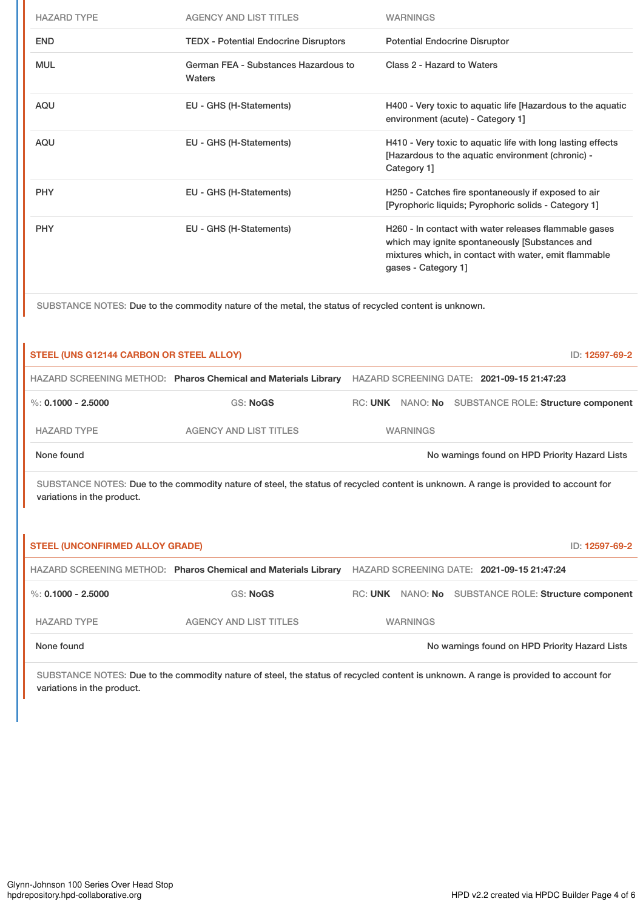| HAZARD TYPE | AGENCY AND LIST TITLES | WARNINGS |
|---|---|---|
| END | TEDX - Potential Endocrine Disruptors | Potential Endocrine Disruptor |
| MUL | German FEA - Substances Hazardous to Waters | Class 2 - Hazard to Waters |
| AQU | EU - GHS (H-Statements) | H400 - Very toxic to aquatic life [Hazardous to the aquatic environment (acute) - Category 1] |
| AQU | EU - GHS (H-Statements) | H410 - Very toxic to aquatic life with long lasting effects [Hazardous to the aquatic environment (chronic) - Category 1] |
| PHY | EU - GHS (H-Statements) | H250 - Catches fire spontaneously if exposed to air [Pyrophoric liquids; Pyrophoric solids - Category 1] |
| PHY | EU - GHS (H-Statements) | H260 - In contact with water releases flammable gases which may ignite spontaneously [Substances and mixtures which, in contact with water, emit flammable gases - Category 1] |

SUBSTANCE NOTES: Due to the commodity nature of the metal, the status of recycled content is unknown.

### STEEL (UNS G12144 CARBON OR STEEL ALLOY)

ID: 12597-69-2

HAZARD SCREENING METHOD: **Pharos Chemical and Materials Library** HAZARD SCREENING DATE: **2021-09-15 21:47:23**

%: **0.1000 - 2.5000** GS: **NoGS** RC: **UNK** NANO: **No** SUBSTANCE ROLE: **Structure component**

| HAZARD TYPE | AGENCY AND LIST TITLES | WARNINGS |
|---|---|---|
| None found | | No warnings found on HPD Priority Hazard Lists |

SUBSTANCE NOTES: Due to the commodity nature of steel, the status of recycled content is unknown. A range is provided to account for variations in the product.

### STEEL (UNCONFIRMED ALLOY GRADE)

ID: 12597-69-2

HAZARD SCREENING METHOD: **Pharos Chemical and Materials Library** HAZARD SCREENING DATE: **2021-09-15 21:47:24**

%: **0.1000 - 2.5000** GS: **NoGS** RC: **UNK** NANO: **No** SUBSTANCE ROLE: **Structure component**

| HAZARD TYPE | AGENCY AND LIST TITLES | WARNINGS |
|---|---|---|
| None found | | No warnings found on HPD Priority Hazard Lists |

SUBSTANCE NOTES: Due to the commodity nature of steel, the status of recycled content is unknown. A range is provided to account for variations in the product.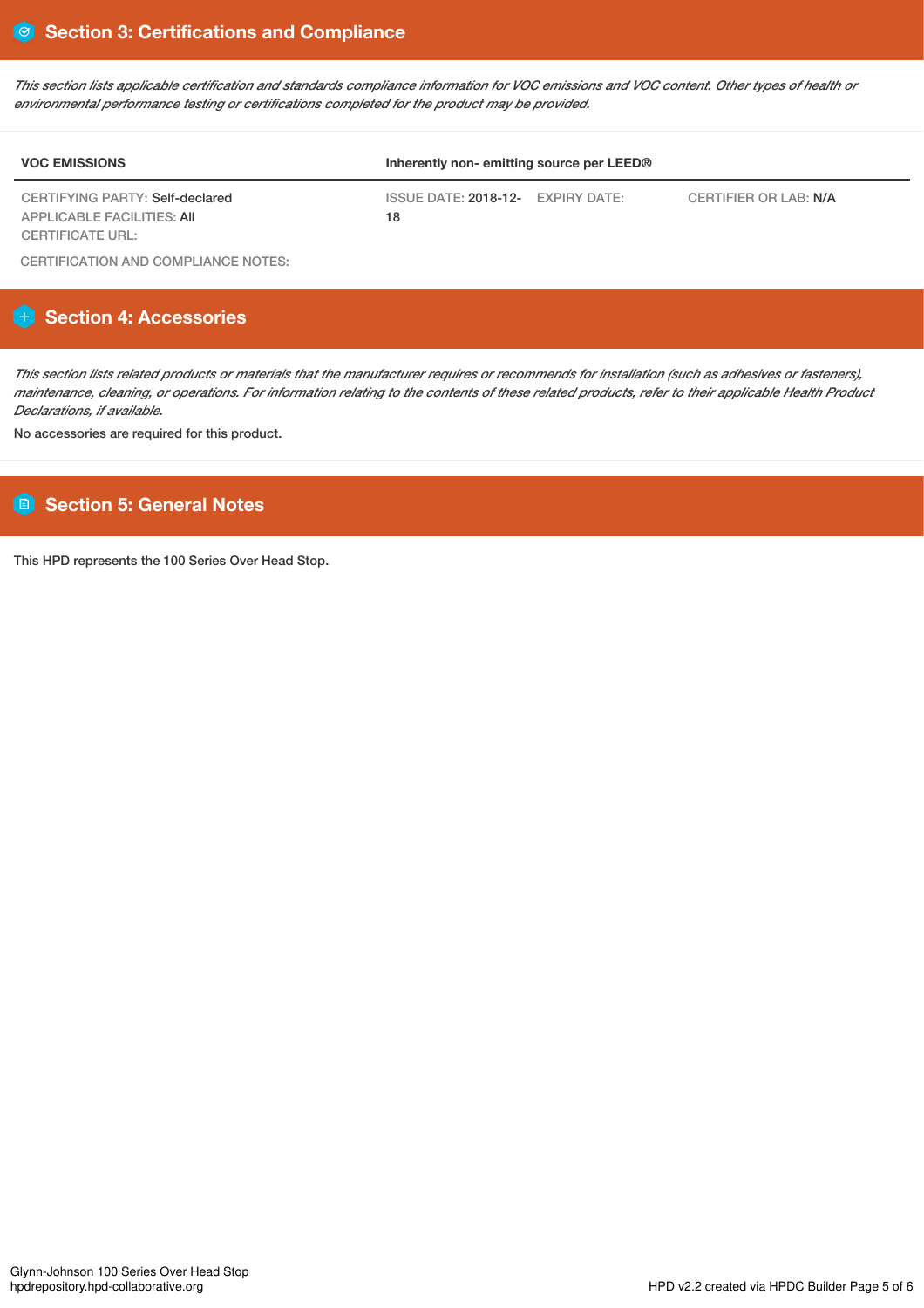## Section 3: Certifications and Compliance

*This section lists applicable certification and standards compliance information for VOC emissions and VOC content. Other types of health or environmental performance testing or certifications completed for the product may be provided.*

| VOC EMISSIONS | Inherently non- emitting source per LEED® | | |
|---|---|---|---|
| CERTIFYING PARTY: Self-declared<br>APPLICABLE FACILITIES: All<br>CERTIFICATE URL: | ISSUE DATE: 2018-12-18 | EXPIRY DATE: | CERTIFIER OR LAB: N/A |

CERTIFICATION AND COMPLIANCE NOTES:

## Section 4: Accessories

*This section lists related products or materials that the manufacturer requires or recommends for installation (such as adhesives or fasteners), maintenance, cleaning, or operations. For information relating to the contents of these related products, refer to their applicable Health Product Declarations, if available.*

No accessories are required for this product.

## Section 5: General Notes

This HPD represents the 100 Series Over Head Stop.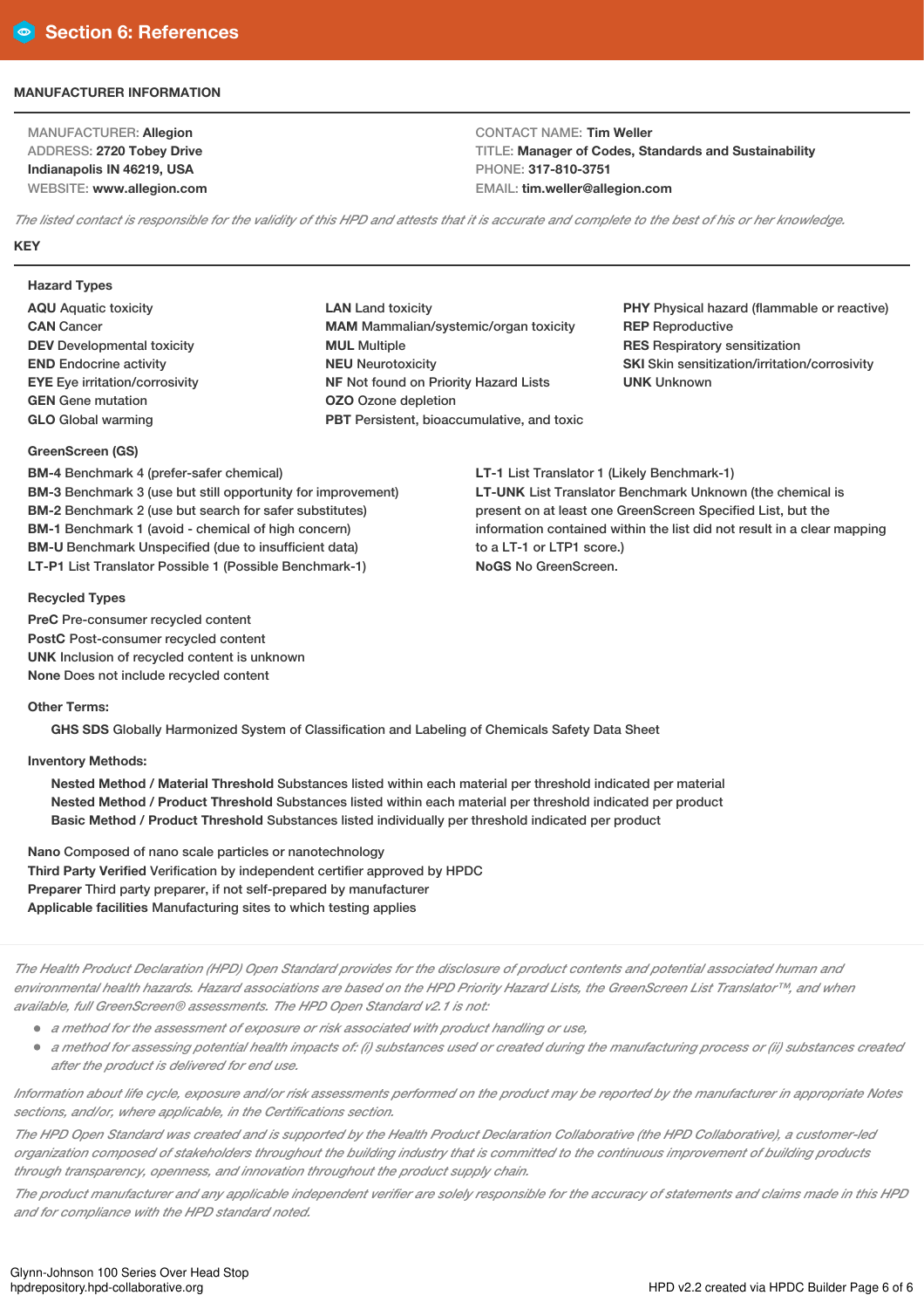## Section 6: References

### MANUFACTURER INFORMATION

MANUFACTURER: **Allegion**
ADDRESS: **2720 Tobey Drive**
**Indianapolis IN 46219, USA**
WEBSITE: **www.allegion.com**

CONTACT NAME: **Tim Weller**
TITLE: **Manager of Codes, Standards and Sustainability**
PHONE: **317-810-3751**
EMAIL: **tim.weller@allegion.com**

*The listed contact is responsible for the validity of this HPD and attests that it is accurate and complete to the best of his or her knowledge.*

### KEY

**Hazard Types**

**AQU** Aquatic toxicity
**CAN** Cancer
**DEV** Developmental toxicity
**END** Endocrine activity
**EYE** Eye irritation/corrosivity
**GEN** Gene mutation
**GLO** Global warming
**LAN** Land toxicity
**MAM** Mammalian/systemic/organ toxicity
**MUL** Multiple
**NEU** Neurotoxicity
**NF** Not found on Priority Hazard Lists
**OZO** Ozone depletion
**PBT** Persistent, bioaccumulative, and toxic
**PHY** Physical hazard (flammable or reactive)
**REP** Reproductive
**RES** Respiratory sensitization
**SKI** Skin sensitization/irritation/corrosivity
**UNK** Unknown

**GreenScreen (GS)**

**BM-4** Benchmark 4 (prefer-safer chemical)
**BM-3** Benchmark 3 (use but still opportunity for improvement)
**BM-2** Benchmark 2 (use but search for safer substitutes)
**BM-1** Benchmark 1 (avoid - chemical of high concern)
**BM-U** Benchmark Unspecified (due to insufficient data)
**LT-P1** List Translator Possible 1 (Possible Benchmark-1)
**LT-1** List Translator 1 (Likely Benchmark-1)
**LT-UNK** List Translator Benchmark Unknown (the chemical is present on at least one GreenScreen Specified List, but the information contained within the list did not result in a clear mapping to a LT-1 or LTP1 score.)
**NoGS** No GreenScreen.

**Recycled Types**

**PreC** Pre-consumer recycled content
**PostC** Post-consumer recycled content
**UNK** Inclusion of recycled content is unknown
**None** Does not include recycled content

**Other Terms:**

**GHS SDS** Globally Harmonized System of Classification and Labeling of Chemicals Safety Data Sheet

**Inventory Methods:**

**Nested Method / Material Threshold** Substances listed within each material per threshold indicated per material
**Nested Method / Product Threshold** Substances listed within each material per threshold indicated per product
**Basic Method / Product Threshold** Substances listed individually per threshold indicated per product

**Nano** Composed of nano scale particles or nanotechnology
**Third Party Verified** Verification by independent certifier approved by HPDC
**Preparer** Third party preparer, if not self-prepared by manufacturer
**Applicable facilities** Manufacturing sites to which testing applies

*The Health Product Declaration (HPD) Open Standard provides for the disclosure of product contents and potential associated human and environmental health hazards. Hazard associations are based on the HPD Priority Hazard Lists, the GreenScreen List Translator™, and when available, full GreenScreen® assessments. The HPD Open Standard v2.1 is not:*

- *a method for the assessment of exposure or risk associated with product handling or use,*
- *a method for assessing potential health impacts of: (i) substances used or created during the manufacturing process or (ii) substances created after the product is delivered for end use.*

*Information about life cycle, exposure and/or risk assessments performed on the product may be reported by the manufacturer in appropriate Notes sections, and/or, where applicable, in the Certifications section.*

*The HPD Open Standard was created and is supported by the Health Product Declaration Collaborative (the HPD Collaborative), a customer-led organization composed of stakeholders throughout the building industry that is committed to the continuous improvement of building products through transparency, openness, and innovation throughout the product supply chain.*

*The product manufacturer and any applicable independent verifier are solely responsible for the accuracy of statements and claims made in this HPD and for compliance with the HPD standard noted.*